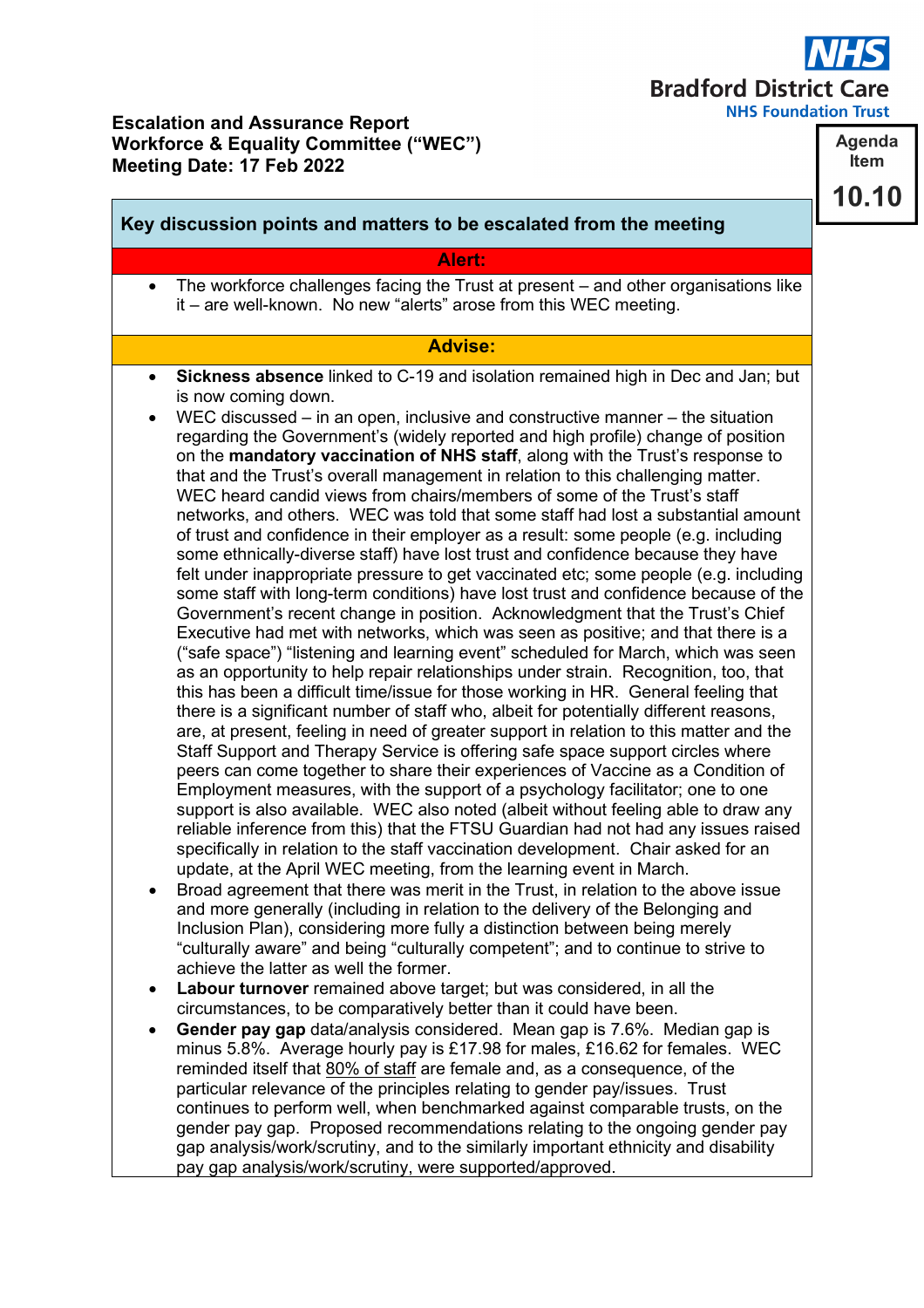**Bradford District Care**
**NHS Foundation Trust**

**Agenda Item**
**10.10**

**Escalation and Assurance Report**
**Workforce & Equality Committee ("WEC")**
**Meeting Date: 17 Feb 2022**

## Key discussion points and matters to be escalated from the meeting

### Alert:

- The workforce challenges facing the Trust at present – and other organisations like it – are well-known. No new "alerts" arose from this WEC meeting.

### Advise:

- **Sickness absence** linked to C-19 and isolation remained high in Dec and Jan; but is now coming down.
- WEC discussed – in an open, inclusive and constructive manner – the situation regarding the Government's (widely reported and high profile) change of position on the **mandatory vaccination of NHS staff**, along with the Trust's response to that and the Trust's overall management in relation to this challenging matter. WEC heard candid views from chairs/members of some of the Trust's staff networks, and others. WEC was told that some staff had lost a substantial amount of trust and confidence in their employer as a result: some people (e.g. including some ethnically-diverse staff) have lost trust and confidence because they have felt under inappropriate pressure to get vaccinated etc; some people (e.g. including some staff with long-term conditions) have lost trust and confidence because of the Government's recent change in position. Acknowledgment that the Trust's Chief Executive had met with networks, which was seen as positive; and that there is a ("safe space") "listening and learning event" scheduled for March, which was seen as an opportunity to help repair relationships under strain. Recognition, too, that this has been a difficult time/issue for those working in HR. General feeling that there is a significant number of staff who, albeit for potentially different reasons, are, at present, feeling in need of greater support in relation to this matter and the Staff Support and Therapy Service is offering safe space support circles where peers can come together to share their experiences of Vaccine as a Condition of Employment measures, with the support of a psychology facilitator; one to one support is also available. WEC also noted (albeit without feeling able to draw any reliable inference from this) that the FTSU Guardian had not had any issues raised specifically in relation to the staff vaccination development. Chair asked for an update, at the April WEC meeting, from the learning event in March.
- Broad agreement that there was merit in the Trust, in relation to the above issue and more generally (including in relation to the delivery of the Belonging and Inclusion Plan), considering more fully a distinction between being merely "culturally aware" and being "culturally competent"; and to continue to strive to achieve the latter as well the former.
- **Labour turnover** remained above target; but was considered, in all the circumstances, to be comparatively better than it could have been.
- **Gender pay gap** data/analysis considered. Mean gap is 7.6%. Median gap is minus 5.8%. Average hourly pay is £17.98 for males, £16.62 for females. WEC reminded itself that 80% of staff are female and, as a consequence, of the particular relevance of the principles relating to gender pay/issues. Trust continues to perform well, when benchmarked against comparable trusts, on the gender pay gap. Proposed recommendations relating to the ongoing gender pay gap analysis/work/scrutiny, and to the similarly important ethnicity and disability pay gap analysis/work/scrutiny, were supported/approved.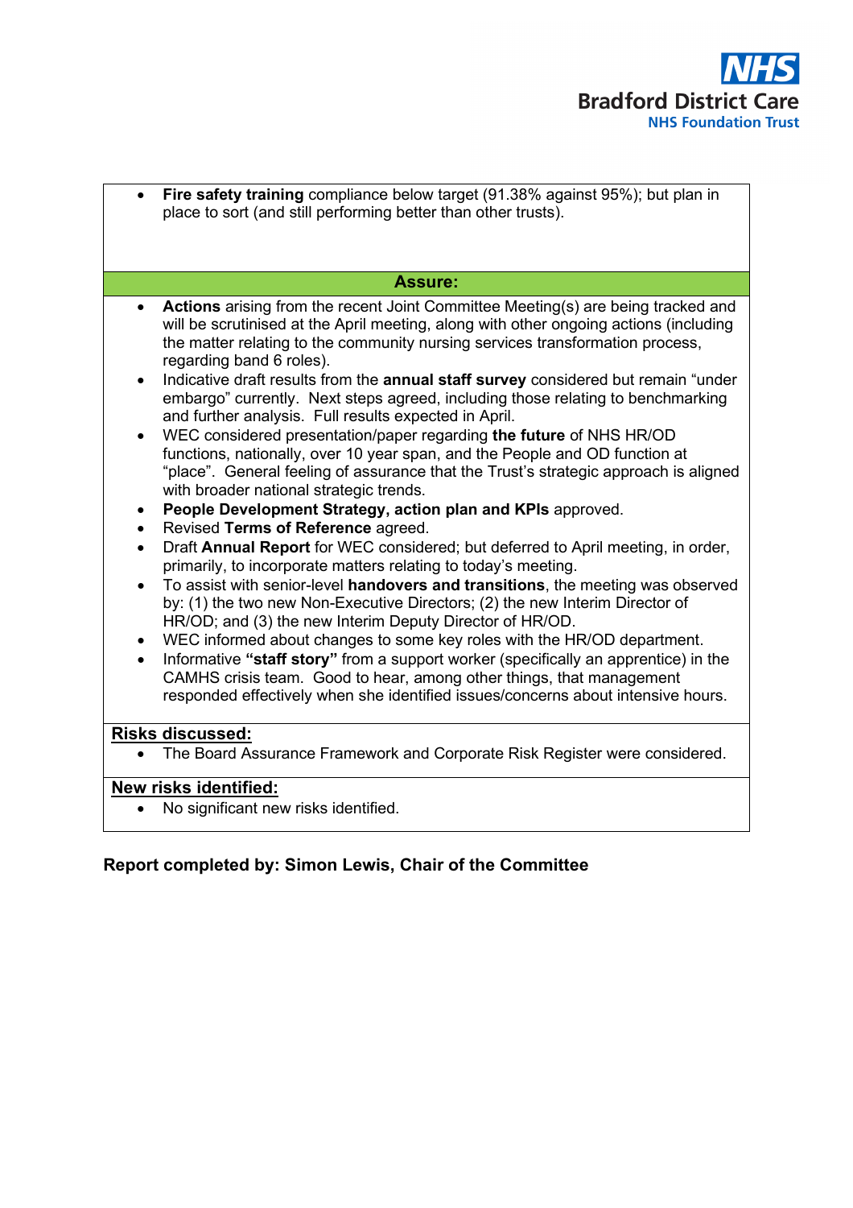- **Fire safety training** compliance below target (91.38% against 95%); but plan in place to sort (and still performing better than other trusts).

**Assure:**

- **Actions** arising from the recent Joint Committee Meeting(s) are being tracked and will be scrutinised at the April meeting, along with other ongoing actions (including the matter relating to the community nursing services transformation process, regarding band 6 roles).
- Indicative draft results from the **annual staff survey** considered but remain "under embargo" currently. Next steps agreed, including those relating to benchmarking and further analysis. Full results expected in April.
- WEC considered presentation/paper regarding **the future** of NHS HR/OD functions, nationally, over 10 year span, and the People and OD function at "place". General feeling of assurance that the Trust's strategic approach is aligned with broader national strategic trends.
- **People Development Strategy, action plan and KPIs** approved.
- Revised **Terms of Reference** agreed.
- Draft **Annual Report** for WEC considered; but deferred to April meeting, in order, primarily, to incorporate matters relating to today's meeting.
- To assist with senior-level **handovers and transitions**, the meeting was observed by: (1) the two new Non-Executive Directors; (2) the new Interim Director of HR/OD; and (3) the new Interim Deputy Director of HR/OD.
- WEC informed about changes to some key roles with the HR/OD department.
- Informative **"staff story"** from a support worker (specifically an apprentice) in the CAMHS crisis team. Good to hear, among other things, that management responded effectively when she identified issues/concerns about intensive hours.

**Risks discussed:**

- The Board Assurance Framework and Corporate Risk Register were considered.

**New risks identified:**

- No significant new risks identified.

**Report completed by: Simon Lewis, Chair of the Committee**